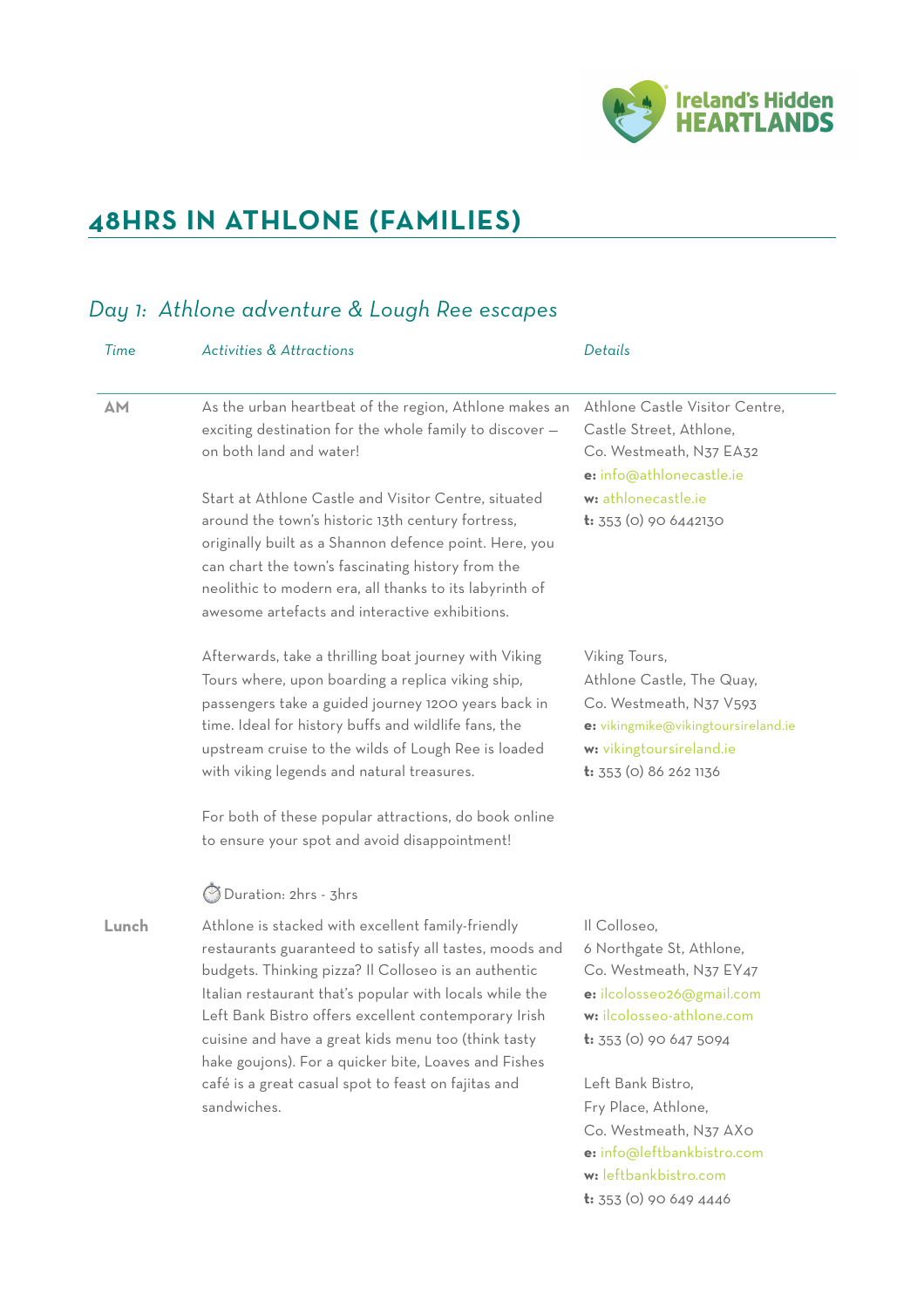# 48HRS IN ATHLONE (FAMILIES)

## *Day 1: Athlone adventure & Lough Ree escapes*

| *Time* | *Activities & Attractions* | *Details* |
| --- | --- | --- |
| **AM** | As the urban heartbeat of the region, Athlone makes an exciting destination for the whole family to discover — on both land and water!<br><br>Start at Athlone Castle and Visitor Centre, situated around the town's historic 13th century fortress, originally built as a Shannon defence point. Here, you can chart the town's fascinating history from the neolithic to modern era, all thanks to its labyrinth of awesome artefacts and interactive exhibitions. | Athlone Castle Visitor Centre,<br>Castle Street, Athlone,<br>Co. Westmeath, N37 EA32<br>**e:** info@athlonecastle.ie<br>**w:** athlonecastle.ie<br>**t:** 353 (0) 90 6442130 |
| | Afterwards, take a thrilling boat journey with Viking Tours where, upon boarding a replica viking ship, passengers take a guided journey 1200 years back in time. Ideal for history buffs and wildlife fans, the upstream cruise to the wilds of Lough Ree is loaded with viking legends and natural treasures.<br><br>For both of these popular attractions, do book online to ensure your spot and avoid disappointment!<br><br>⏱ Duration: 2hrs - 3hrs | Viking Tours,<br>Athlone Castle, The Quay,<br>Co. Westmeath, N37 V593<br>**e:** vikingmike@vikingtoursireland.ie<br>**w:** vikingtoursireland.ie<br>**t:** 353 (0) 86 262 1136 |
| **Lunch** | Athlone is stacked with excellent family-friendly restaurants guaranteed to satisfy all tastes, moods and budgets. Thinking pizza? Il Colloseo is an authentic Italian restaurant that's popular with locals while the Left Bank Bistro offers excellent contemporary Irish cuisine and have a great kids menu too (think tasty hake goujons). For a quicker bite, Loaves and Fishes café is a great casual spot to feast on fajitas and sandwiches. | Il Colloseo,<br>6 Northgate St, Athlone,<br>Co. Westmeath, N37 EY47<br>**e:** ilcolosseo26@gmail.com<br>**w:** ilcolosseo-athlone.com<br>**t:** 353 (0) 90 647 5094<br><br>Left Bank Bistro,<br>Fry Place, Athlone,<br>Co. Westmeath, N37 AX0<br>**e:** info@leftbankbistro.com<br>**w:** leftbankbistro.com<br>**t:** 353 (0) 90 649 4446 |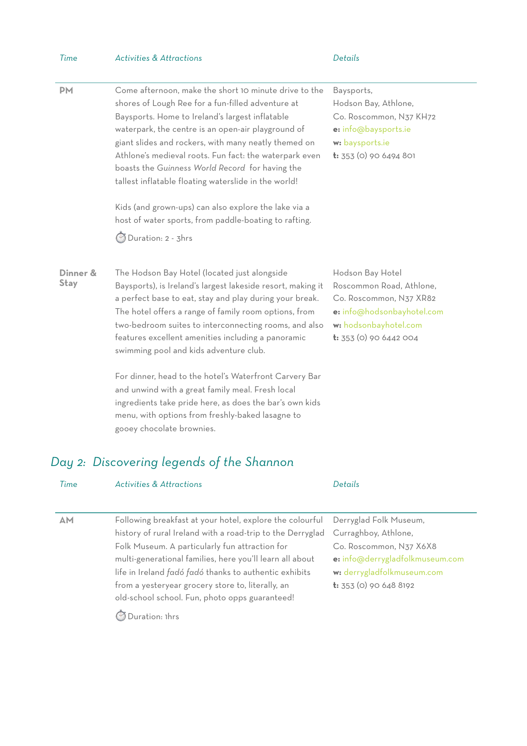| *Time* | *Activities & Attractions* | *Details* |
|---|---|---|
| **PM** | Come afternoon, make the short 10 minute drive to the shores of Lough Ree for a fun-filled adventure at Baysports. Home to Ireland's largest inflatable waterpark, the centre is an open-air playground of giant slides and rockers, with many neatly themed on Athlone's medieval roots. Fun fact: the waterpark even boasts the *Guinness World Record* for having the tallest inflatable floating waterslide in the world!<br><br>Kids (and grown-ups) can also explore the lake via a host of water sports, from paddle-boating to rafting.<br><br>⏱ Duration: 2 - 3hrs | Baysports,<br>Hodson Bay, Athlone,<br>Co. Roscommon, N37 KH72<br>**e:** info@baysports.ie<br>**w:** baysports.ie<br>**t:** 353 (0) 90 6494 801 |
| **Dinner & Stay** | The Hodson Bay Hotel (located just alongside Baysports), is Ireland's largest lakeside resort, making it a perfect base to eat, stay and play during your break. The hotel offers a range of family room options, from two-bedroom suites to interconnecting rooms, and also features excellent amenities including a panoramic swimming pool and kids adventure club.<br><br>For dinner, head to the hotel's Waterfront Carvery Bar and unwind with a great family meal. Fresh local ingredients take pride here, as does the bar's own kids menu, with options from freshly-baked lasagne to gooey chocolate brownies. | Hodson Bay Hotel<br>Roscommon Road, Athlone,<br>Co. Roscommon, N37 XR82<br>**e:** info@hodsonbayhotel.com<br>**w:** hodsonbayhotel.com<br>**t:** 353 (0) 90 6442 004 |

## *Day 2: Discovering legends of the Shannon*

| *Time* | *Activities & Attractions* | *Details* |
|---|---|---|
| **AM** | Following breakfast at your hotel, explore the colourful history of rural Ireland with a road-trip to the Derryglad Folk Museum. A particularly fun attraction for multi-generational families, here you'll learn all about life in Ireland *fadó fadó* thanks to authentic exhibits from a yesteryear grocery store to, literally, an old-school school. Fun, photo opps guaranteed!<br><br>⏱ Duration: 1hrs | Derryglad Folk Museum,<br>Curraghboy, Athlone,<br>Co. Roscommon, N37 X6X8<br>**e:** info@derrygladfolkmuseum.com<br>**w:** derrygladfolkmuseum.com<br>**t:** 353 (0) 90 648 8192 |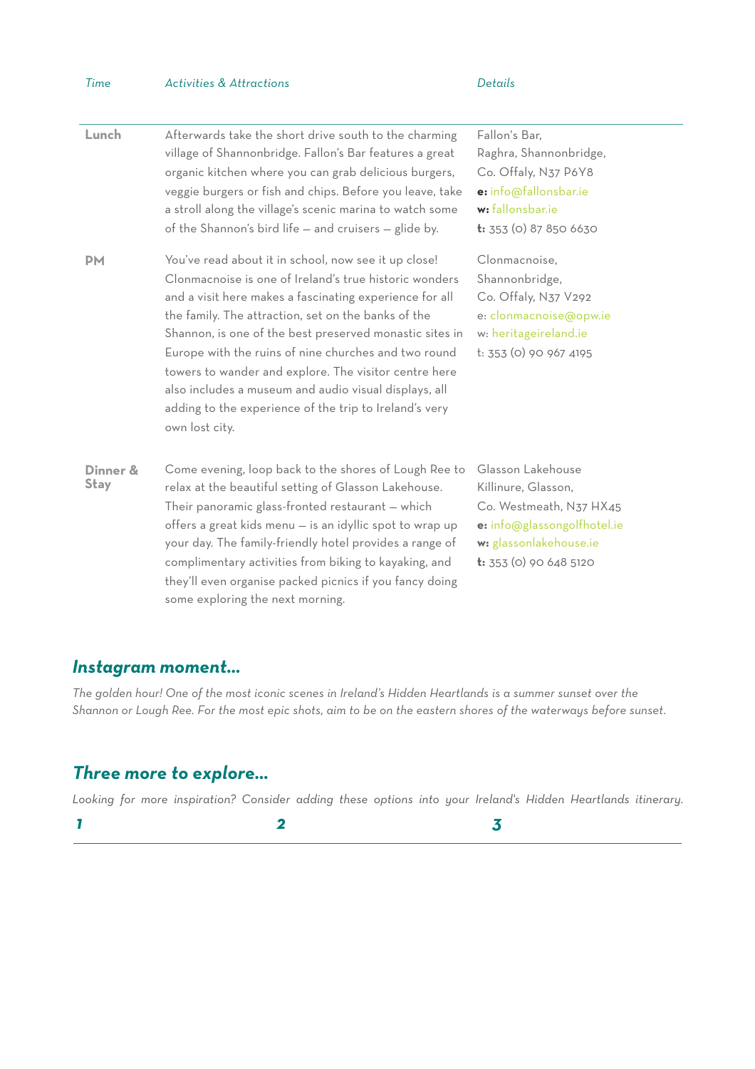| Time | Activities & Attractions | Details |
|---|---|---|
| **Lunch** | Afterwards take the short drive south to the charming village of Shannonbridge. Fallon's Bar features a great organic kitchen where you can grab delicious burgers, veggie burgers or fish and chips. Before you leave, take a stroll along the village's scenic marina to watch some of the Shannon's bird life – and cruisers – glide by. | Fallon's Bar,<br>Raghra, Shannonbridge,<br>Co. Offaly, N37 P6Y8<br>**e:** info@fallonsbar.ie<br>**w:** fallonsbar.ie<br>**t:** 353 (0) 87 850 6630 |
| **PM** | You've read about it in school, now see it up close! Clonmacnoise is one of Ireland's true historic wonders and a visit here makes a fascinating experience for all the family. The attraction, set on the banks of the Shannon, is one of the best preserved monastic sites in Europe with the ruins of nine churches and two round towers to wander and explore. The visitor centre here also includes a museum and audio visual displays, all adding to the experience of the trip to Ireland's very own lost city. | Clonmacnoise,<br>Shannonbridge,<br>Co. Offaly, N37 V292<br>e: clonmacnoise@opw.ie<br>w: heritageireland.ie<br>t: 353 (0) 90 967 4195 |
| **Dinner & Stay** | Come evening, loop back to the shores of Lough Ree to relax at the beautiful setting of Glasson Lakehouse. Their panoramic glass-fronted restaurant – which offers a great kids menu – is an idyllic spot to wrap up your day. The family-friendly hotel provides a range of complimentary activities from biking to kayaking, and they'll even organise packed picnics if you fancy doing some exploring the next morning. | Glasson Lakehouse<br>Killinure, Glasson,<br>Co. Westmeath, N37 HX45<br>**e:** info@glassongolfhotel.ie<br>**w:** glassonlakehouse.ie<br>**t:** 353 (0) 90 648 5120 |

## *Instagram moment...*

*The golden hour! One of the most iconic scenes in Ireland's Hidden Heartlands is a summer sunset over the Shannon or Lough Ree. For the most epic shots, aim to be on the eastern shores of the waterways before sunset.*

## *Three more to explore...*

*Looking for more inspiration? Consider adding these options into your Ireland's Hidden Heartlands itinerary.*

| *1* | *2* | *3* |
|---|---|---|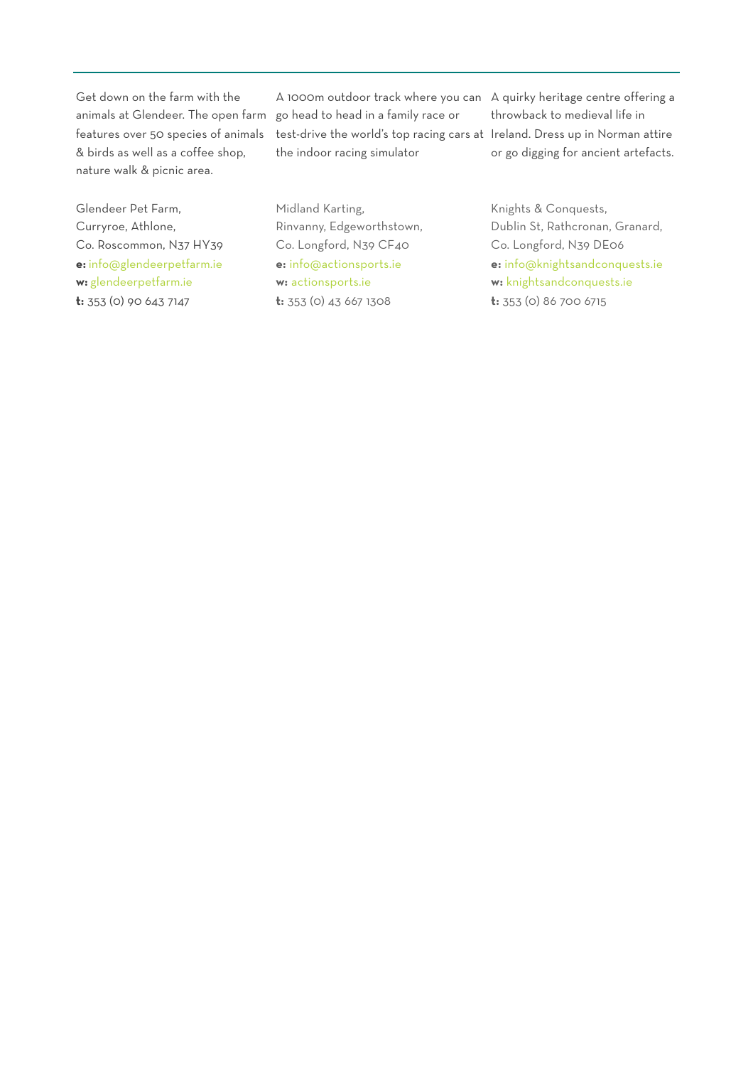Get down on the farm with the animals at Glendeer. The open farm features over 50 species of animals & birds as well as a coffee shop, nature walk & picnic area.

Glendeer Pet Farm,
Curryroe, Athlone,
Co. Roscommon, N37 HY39
**e:** info@glendeerpetfarm.ie
**w:** glendeerpetfarm.ie
**t:** 353 (0) 90 643 7147

A 1000m outdoor track where you can go head to head in a family race or test-drive the world's top racing cars at the indoor racing simulator

Midland Karting,
Rinvanny, Edgeworthstown,
Co. Longford, N39 CF40
**e:** info@actionsports.ie
**w:** actionsports.ie
**t:** 353 (0) 43 667 1308

A quirky heritage centre offering a throwback to medieval life in Ireland. Dress up in Norman attire or go digging for ancient artefacts.

Knights & Conquests,
Dublin St, Rathcronan, Granard,
Co. Longford, N39 DE06
**e:** info@knightsandconquests.ie
**w:** knightsandconquests.ie
**t:** 353 (0) 86 700 6715